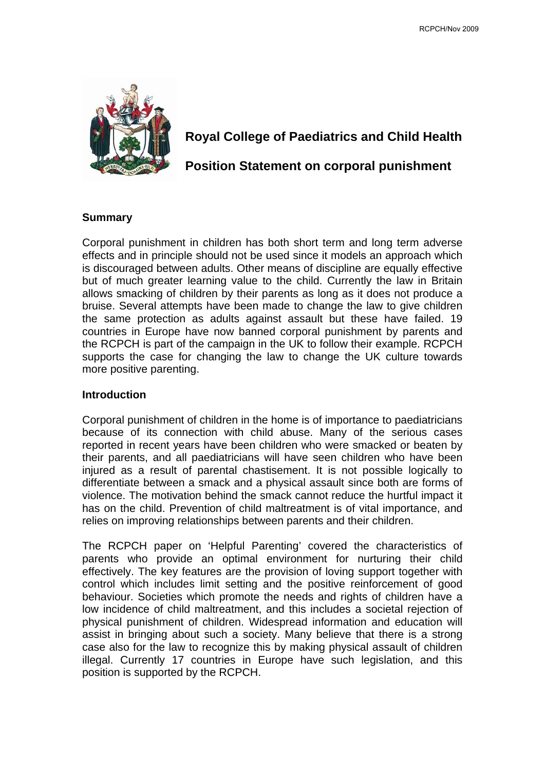# Royal College of Paediatrics and Child Health

# Position Statement on corporal punishment

## Summary

Corporal punishment in children has both short term and long term adverse effects and in principle should not be used since it models an approach which is discouraged between adults. Other means of discipline are equally effective but of much greater learning value to the child. Currently the law in Britain allows smacking of children by their parents as long as it does not produce a bruise. Several attempts have been made to change the law to give children the same protection as adults against assault but these have failed. 19 countries in Europe have now banned corporal punishment by parents and the RCPCH is part of the campaign in the UK to follow their example. RCPCH supports the case for changing the law to change the UK culture towards more positive parenting.

## Introduction

Corporal punishment of children in the home is of importance to paediatricians because of its connection with child abuse. Many of the serious cases reported in recent years have been children who were smacked or beaten by their parents, and all paediatricians will have seen children who have been injured as a result of parental chastisement. It is not possible logically to differentiate between a smack and a physical assault since both are forms of violence. The motivation behind the smack cannot reduce the hurtful impact it has on the child. Prevention of child maltreatment is of vital importance, and relies on improving relationships between parents and their children.

The RCPCH paper on 'Helpful Parenting' covered the characteristics of parents who provide an optimal environment for nurturing their child effectively. The key features are the provision of loving support together with control which includes limit setting and the positive reinforcement of good behaviour. Societies which promote the needs and rights of children have a low incidence of child maltreatment, and this includes a societal rejection of physical punishment of children. Widespread information and education will assist in bringing about such a society. Many believe that there is a strong case also for the law to recognize this by making physical assault of children illegal. Currently 17 countries in Europe have such legislation, and this position is supported by the RCPCH.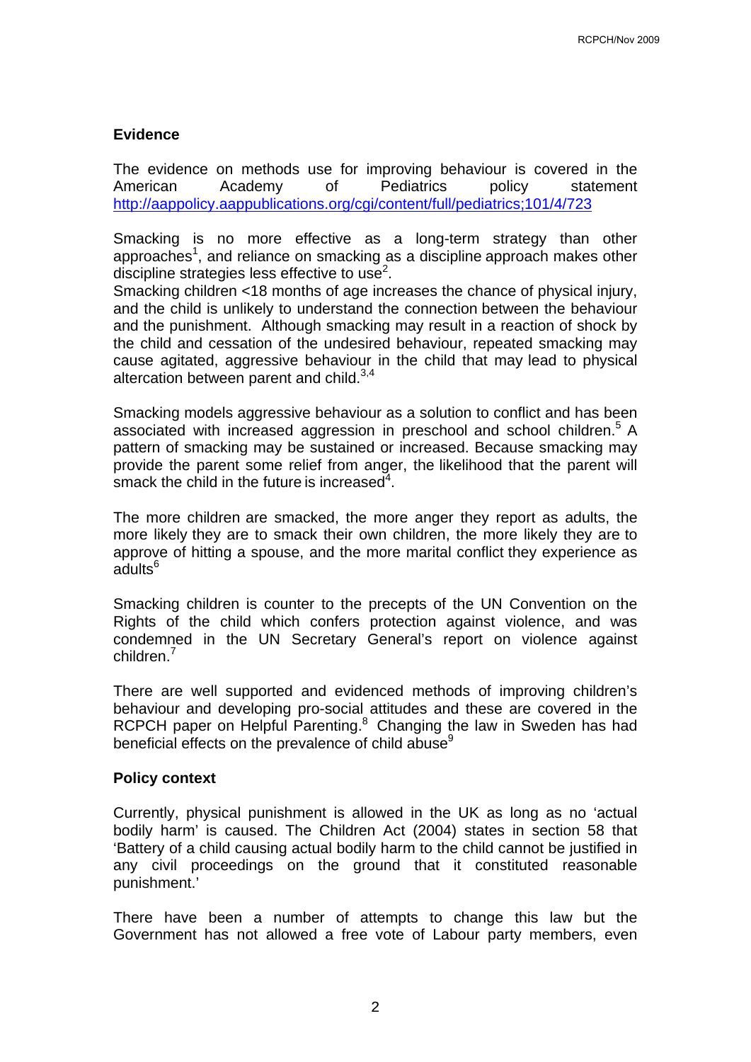## Evidence

The evidence on methods use for improving behaviour is covered in the American Academy of Pediatrics policy statement http://aappolicy.aappublications.org/cgi/content/full/pediatrics;101/4/723

Smacking is no more effective as a long-term strategy than other approaches[1], and reliance on smacking as a discipline approach makes other discipline strategies less effective to use[2].
Smacking children <18 months of age increases the chance of physical injury, and the child is unlikely to understand the connection between the behaviour and the punishment. Although smacking may result in a reaction of shock by the child and cessation of the undesired behaviour, repeated smacking may cause agitated, aggressive behaviour in the child that may lead to physical altercation between parent and child.[3,4]

Smacking models aggressive behaviour as a solution to conflict and has been associated with increased aggression in preschool and school children.[5] A pattern of smacking may be sustained or increased. Because smacking may provide the parent some relief from anger, the likelihood that the parent will smack the child in the future is increased[4].

The more children are smacked, the more anger they report as adults, the more likely they are to smack their own children, the more likely they are to approve of hitting a spouse, and the more marital conflict they experience as adults[6]

Smacking children is counter to the precepts of the UN Convention on the Rights of the child which confers protection against violence, and was condemned in the UN Secretary General's report on violence against children.[7]

There are well supported and evidenced methods of improving children's behaviour and developing pro-social attitudes and these are covered in the RCPCH paper on Helpful Parenting.[8] Changing the law in Sweden has had beneficial effects on the prevalence of child abuse[9]

## Policy context

Currently, physical punishment is allowed in the UK as long as no 'actual bodily harm' is caused. The Children Act (2004) states in section 58 that 'Battery of a child causing actual bodily harm to the child cannot be justified in any civil proceedings on the ground that it constituted reasonable punishment.'

There have been a number of attempts to change this law but the Government has not allowed a free vote of Labour party members, even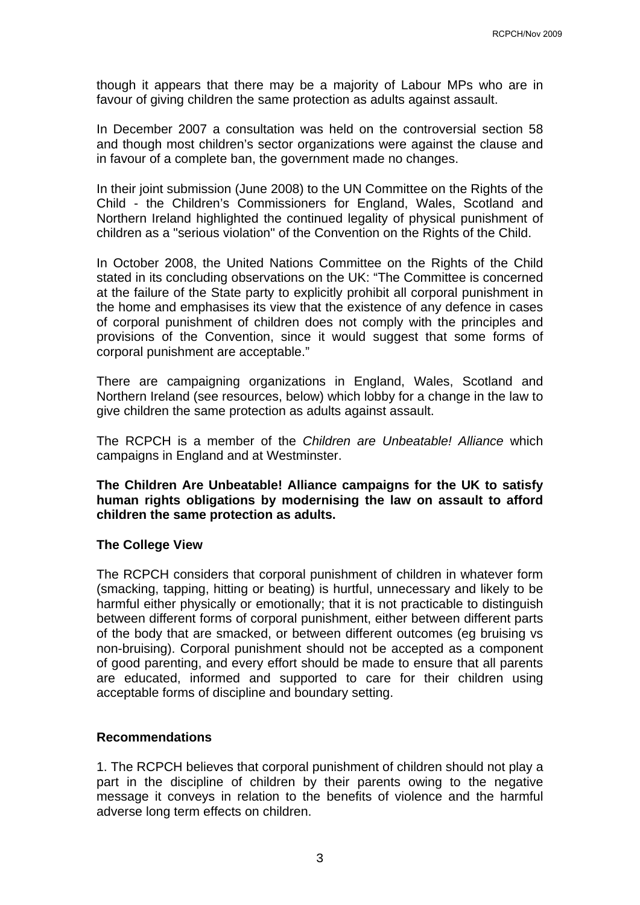though it appears that there may be a majority of Labour MPs who are in favour of giving children the same protection as adults against assault.

In December 2007 a consultation was held on the controversial section 58 and though most children's sector organizations were against the clause and in favour of a complete ban, the government made no changes.

In their joint submission (June 2008) to the UN Committee on the Rights of the Child - the Children's Commissioners for England, Wales, Scotland and Northern Ireland highlighted the continued legality of physical punishment of children as a "serious violation" of the Convention on the Rights of the Child.

In October 2008, the United Nations Committee on the Rights of the Child stated in its concluding observations on the UK: "The Committee is concerned at the failure of the State party to explicitly prohibit all corporal punishment in the home and emphasises its view that the existence of any defence in cases of corporal punishment of children does not comply with the principles and provisions of the Convention, since it would suggest that some forms of corporal punishment are acceptable."

There are campaigning organizations in England, Wales, Scotland and Northern Ireland (see resources, below) which lobby for a change in the law to give children the same protection as adults against assault.

The RCPCH is a member of the *Children are Unbeatable! Alliance* which campaigns in England and at Westminster.

**The Children Are Unbeatable! Alliance campaigns for the UK to satisfy human rights obligations by modernising the law on assault to afford children the same protection as adults.**

### The College View

The RCPCH considers that corporal punishment of children in whatever form (smacking, tapping, hitting or beating) is hurtful, unnecessary and likely to be harmful either physically or emotionally; that it is not practicable to distinguish between different forms of corporal punishment, either between different parts of the body that are smacked, or between different outcomes (eg bruising vs non-bruising). Corporal punishment should not be accepted as a component of good parenting, and every effort should be made to ensure that all parents are educated, informed and supported to care for their children using acceptable forms of discipline and boundary setting.

### Recommendations

1. The RCPCH believes that corporal punishment of children should not play a part in the discipline of children by their parents owing to the negative message it conveys in relation to the benefits of violence and the harmful adverse long term effects on children.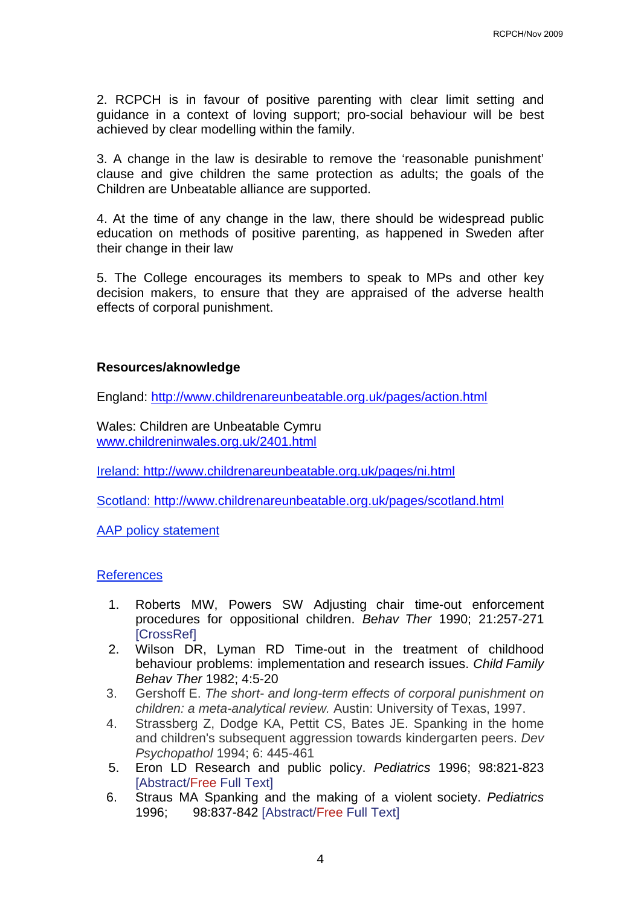2. RCPCH is in favour of positive parenting with clear limit setting and guidance in a context of loving support; pro-social behaviour will be best achieved by clear modelling within the family.

3. A change in the law is desirable to remove the 'reasonable punishment' clause and give children the same protection as adults; the goals of the Children are Unbeatable alliance are supported.

4. At the time of any change in the law, there should be widespread public education on methods of positive parenting, as happened in Sweden after their change in their law

5. The College encourages its members to speak to MPs and other key decision makers, to ensure that they are appraised of the adverse health effects of corporal punishment.

**Resources/aknowledge**

England: http://www.childrenareunbeatable.org.uk/pages/action.html

Wales: Children are Unbeatable Cymru
www.childreninwales.org.uk/2401.html

Ireland: http://www.childrenareunbeatable.org.uk/pages/ni.html

Scotland: http://www.childrenareunbeatable.org.uk/pages/scotland.html

AAP policy statement

References

1. Roberts MW, Powers SW Adjusting chair time-out enforcement procedures for oppositional children. *Behav Ther* 1990; 21:257-271 [CrossRef]
2. Wilson DR, Lyman RD Time-out in the treatment of childhood behaviour problems: implementation and research issues. *Child Family Behav Ther* 1982; 4:5-20
3. Gershoff E. *The short- and long-term effects of corporal punishment on children: a meta-analytical review.* Austin: University of Texas, 1997.
4. Strassberg Z, Dodge KA, Pettit CS, Bates JE. Spanking in the home and children's subsequent aggression towards kindergarten peers. *Dev Psychopathol* 1994; 6: 445-461
5. Eron LD Research and public policy. *Pediatrics* 1996; 98:821-823 [Abstract/Free Full Text]
6. Straus MA Spanking and the making of a violent society. *Pediatrics* 1996; 98:837-842 [Abstract/Free Full Text]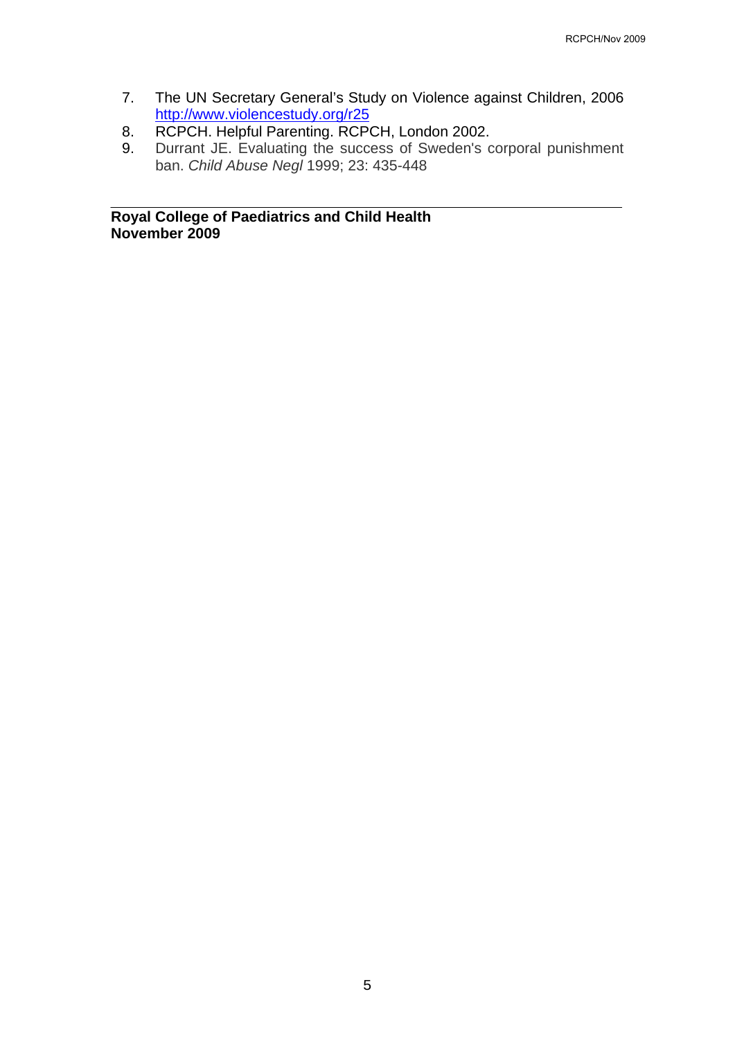7. The UN Secretary General's Study on Violence against Children, 2006 http://www.violencestudy.org/r25
8. RCPCH. Helpful Parenting. RCPCH, London 2002.
9. Durrant JE. Evaluating the success of Sweden's corporal punishment ban. *Child Abuse Negl* 1999; 23: 435-448

---

**Royal College of Paediatrics and Child Health**
**November 2009**